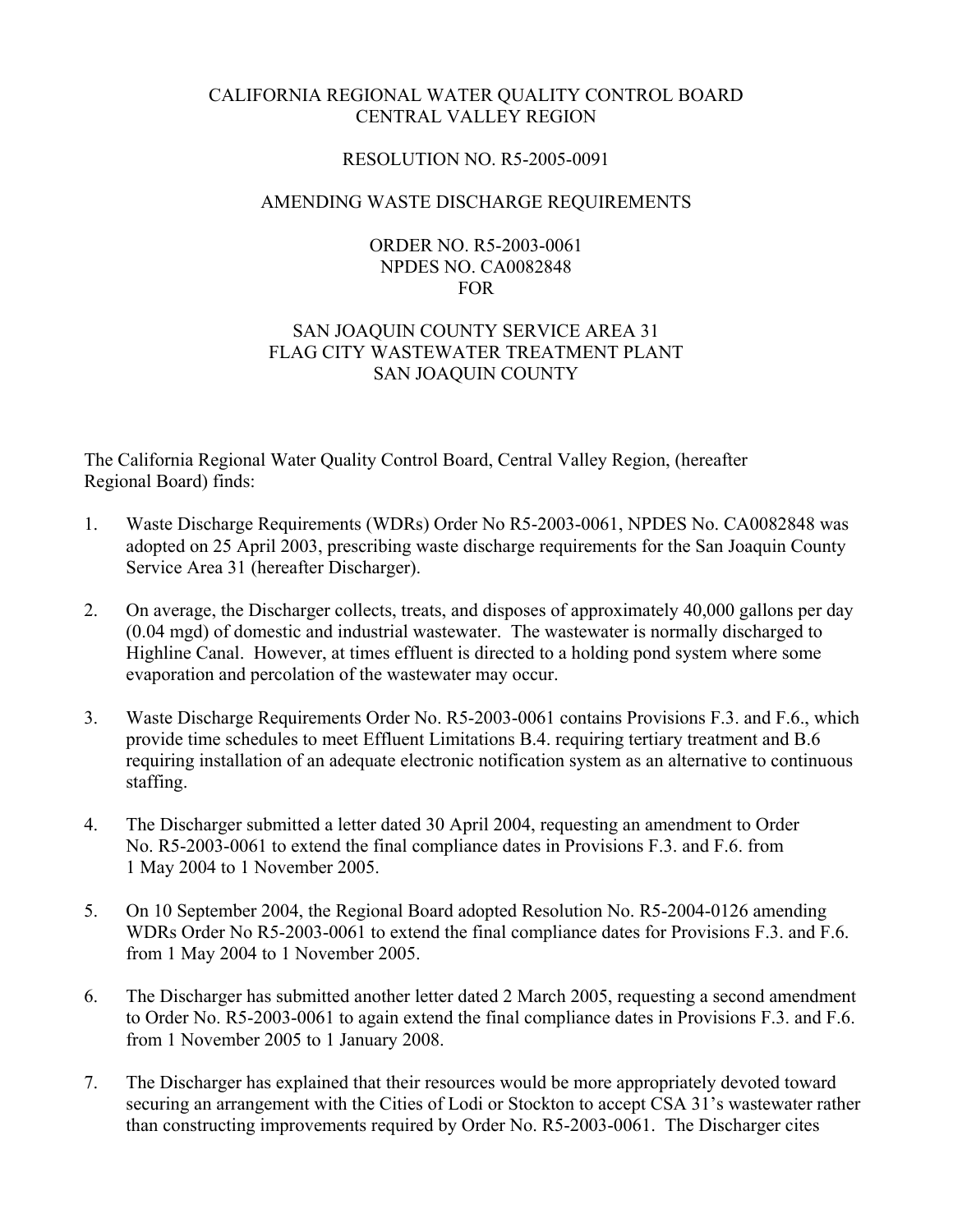CALIFORNIA REGIONAL WATER QUALITY CONTROL BOARD
CENTRAL VALLEY REGION

RESOLUTION NO. R5-2005-0091

AMENDING WASTE DISCHARGE REQUIREMENTS

ORDER NO. R5-2003-0061
NPDES NO. CA0082848
FOR

SAN JOAQUIN COUNTY SERVICE AREA 31
FLAG CITY WASTEWATER TREATMENT PLANT
SAN JOAQUIN COUNTY

The California Regional Water Quality Control Board, Central Valley Region, (hereafter Regional Board) finds:

1. Waste Discharge Requirements (WDRs) Order No R5-2003-0061, NPDES No. CA0082848 was adopted on 25 April 2003, prescribing waste discharge requirements for the San Joaquin County Service Area 31 (hereafter Discharger).

2. On average, the Discharger collects, treats, and disposes of approximately 40,000 gallons per day (0.04 mgd) of domestic and industrial wastewater. The wastewater is normally discharged to Highline Canal. However, at times effluent is directed to a holding pond system where some evaporation and percolation of the wastewater may occur.

3. Waste Discharge Requirements Order No. R5-2003-0061 contains Provisions F.3. and F.6., which provide time schedules to meet Effluent Limitations B.4. requiring tertiary treatment and B.6 requiring installation of an adequate electronic notification system as an alternative to continuous staffing.

4. The Discharger submitted a letter dated 30 April 2004, requesting an amendment to Order No. R5-2003-0061 to extend the final compliance dates in Provisions F.3. and F.6. from 1 May 2004 to 1 November 2005.

5. On 10 September 2004, the Regional Board adopted Resolution No. R5-2004-0126 amending WDRs Order No R5-2003-0061 to extend the final compliance dates for Provisions F.3. and F.6. from 1 May 2004 to 1 November 2005.

6. The Discharger has submitted another letter dated 2 March 2005, requesting a second amendment to Order No. R5-2003-0061 to again extend the final compliance dates in Provisions F.3. and F.6. from 1 November 2005 to 1 January 2008.

7. The Discharger has explained that their resources would be more appropriately devoted toward securing an arrangement with the Cities of Lodi or Stockton to accept CSA 31's wastewater rather than constructing improvements required by Order No. R5-2003-0061. The Discharger cites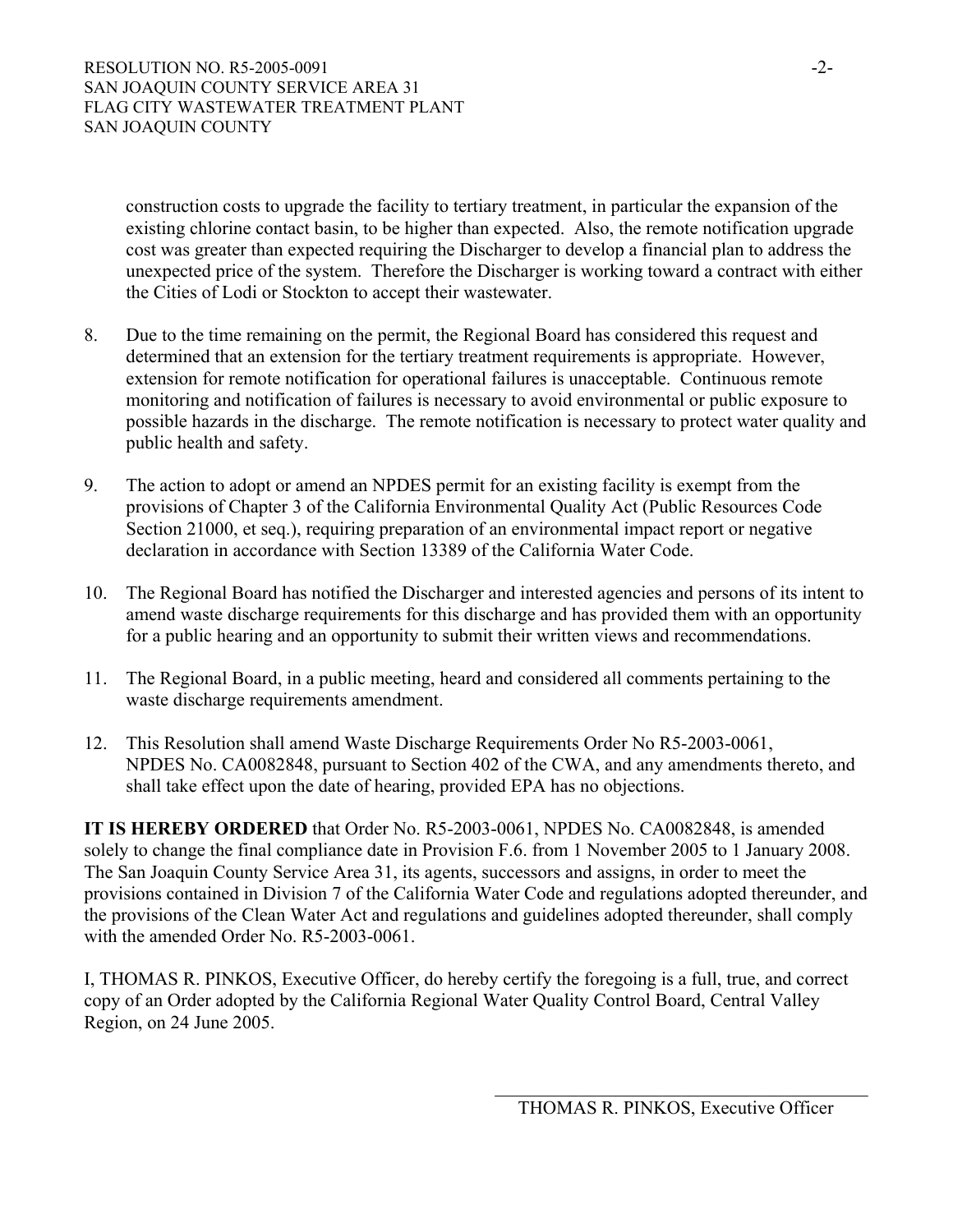construction costs to upgrade the facility to tertiary treatment, in particular the expansion of the existing chlorine contact basin, to be higher than expected. Also, the remote notification upgrade cost was greater than expected requiring the Discharger to develop a financial plan to address the unexpected price of the system. Therefore the Discharger is working toward a contract with either the Cities of Lodi or Stockton to accept their wastewater.

8. Due to the time remaining on the permit, the Regional Board has considered this request and determined that an extension for the tertiary treatment requirements is appropriate. However, extension for remote notification for operational failures is unacceptable. Continuous remote monitoring and notification of failures is necessary to avoid environmental or public exposure to possible hazards in the discharge. The remote notification is necessary to protect water quality and public health and safety.

9. The action to adopt or amend an NPDES permit for an existing facility is exempt from the provisions of Chapter 3 of the California Environmental Quality Act (Public Resources Code Section 21000, et seq.), requiring preparation of an environmental impact report or negative declaration in accordance with Section 13389 of the California Water Code.

10. The Regional Board has notified the Discharger and interested agencies and persons of its intent to amend waste discharge requirements for this discharge and has provided them with an opportunity for a public hearing and an opportunity to submit their written views and recommendations.

11. The Regional Board, in a public meeting, heard and considered all comments pertaining to the waste discharge requirements amendment.

12. This Resolution shall amend Waste Discharge Requirements Order No R5-2003-0061, NPDES No. CA0082848, pursuant to Section 402 of the CWA, and any amendments thereto, and shall take effect upon the date of hearing, provided EPA has no objections.

**IT IS HEREBY ORDERED** that Order No. R5-2003-0061, NPDES No. CA0082848, is amended solely to change the final compliance date in Provision F.6. from 1 November 2005 to 1 January 2008. The San Joaquin County Service Area 31, its agents, successors and assigns, in order to meet the provisions contained in Division 7 of the California Water Code and regulations adopted thereunder, and the provisions of the Clean Water Act and regulations and guidelines adopted thereunder, shall comply with the amended Order No. R5-2003-0061.

I, THOMAS R. PINKOS, Executive Officer, do hereby certify the foregoing is a full, true, and correct copy of an Order adopted by the California Regional Water Quality Control Board, Central Valley Region, on 24 June 2005.

\_\_\_\_\_\_\_\_\_\_\_\_\_\_\_\_\_\_\_\_\_\_\_\_\_\_\_\_\_\_\_\_\_\_\_\_

THOMAS R. PINKOS, Executive Officer